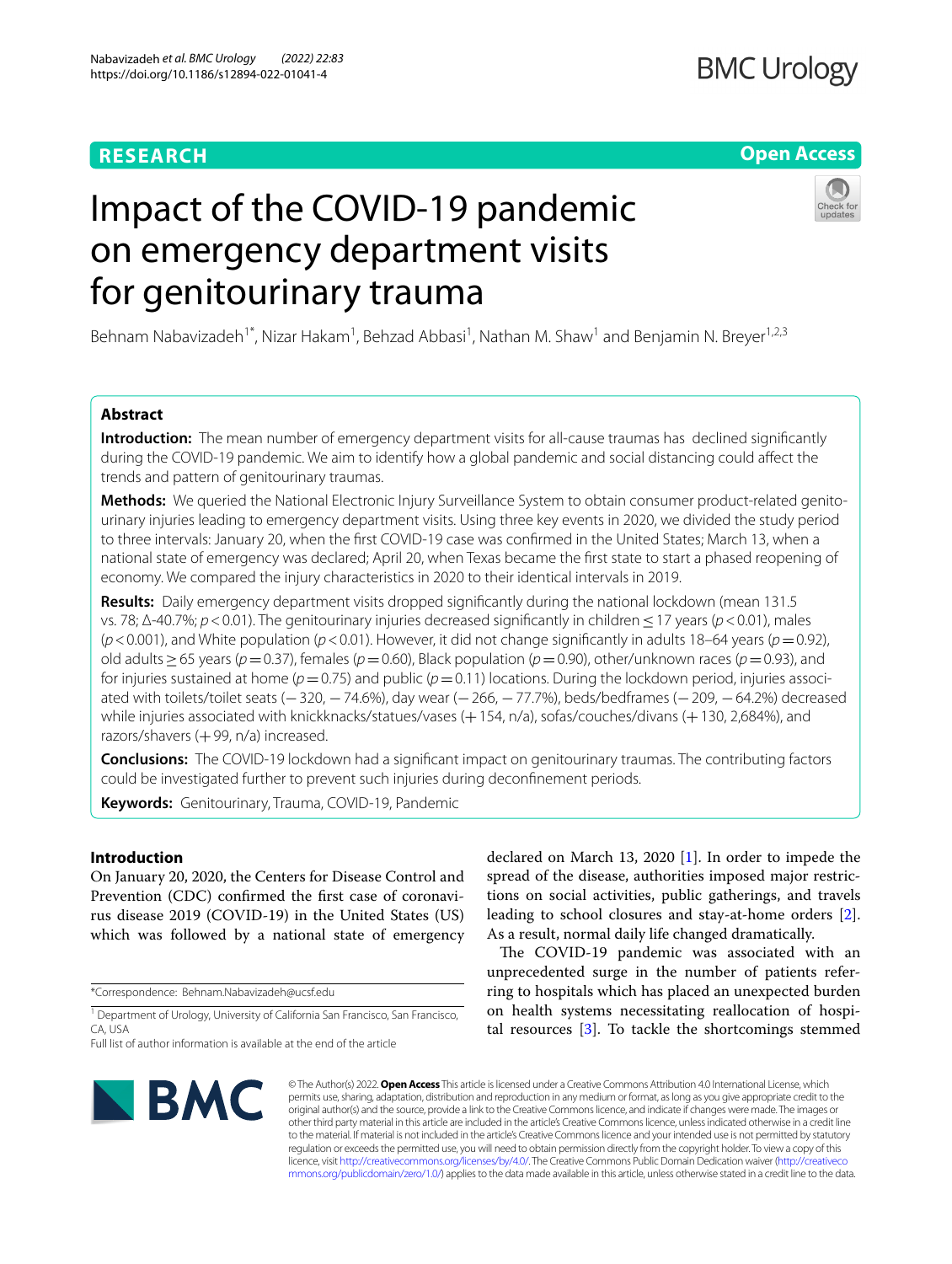RESEARCH

Open Access

# Impact of the COVID-19 pandemic on emergency department visits for genitourinary trauma

Behnam Nabavizadeh[1*], Nizar Hakam[1], Behzad Abbasi[1], Nathan M. Shaw[1] and Benjamin N. Breyer[1,2,3]

## Abstract

**Introduction:** The mean number of emergency department visits for all-cause traumas has declined significantly during the COVID-19 pandemic. We aim to identify how a global pandemic and social distancing could affect the trends and pattern of genitourinary traumas.

**Methods:** We queried the National Electronic Injury Surveillance System to obtain consumer product-related genitourinary injuries leading to emergency department visits. Using three key events in 2020, we divided the study period to three intervals: January 20, when the first COVID-19 case was confirmed in the United States; March 13, when a national state of emergency was declared; April 20, when Texas became the first state to start a phased reopening of economy. We compared the injury characteristics in 2020 to their identical intervals in 2019.

**Results:** Daily emergency department visits dropped significantly during the national lockdown (mean 131.5 vs. 78; Δ-40.7%; $p<0.01$). The genitourinary injuries decreased significantly in children ≤ 17 years ($p<0.01$), males ($p<0.001$), and White population ($p<0.01$). However, it did not change significantly in adults 18–64 years ($p=0.92$), old adults ≥ 65 years ($p=0.37$), females ($p=0.60$), Black population ($p=0.90$), other/unknown races ($p=0.93$), and for injuries sustained at home ($p=0.75$) and public ($p=0.11$) locations. During the lockdown period, injuries associated with toilets/toilet seats (−320, −74.6%), day wear (−266, −77.7%), beds/bedframes (−209, −64.2%) decreased while injuries associated with knickknacks/statues/vases (+154, n/a), sofas/couches/divans (+130, 2,684%), and razors/shavers (+99, n/a) increased.

**Conclusions:** The COVID-19 lockdown had a significant impact on genitourinary traumas. The contributing factors could be investigated further to prevent such injuries during deconfinement periods.

**Keywords:** Genitourinary, Trauma, COVID-19, Pandemic

## Introduction

On January 20, 2020, the Centers for Disease Control and Prevention (CDC) confirmed the first case of coronavirus disease 2019 (COVID-19) in the United States (US) which was followed by a national state of emergency declared on March 13, 2020 [1]. In order to impede the spread of the disease, authorities imposed major restrictions on social activities, public gatherings, and travels leading to school closures and stay-at-home orders [2]. As a result, normal daily life changed dramatically.

The COVID-19 pandemic was associated with an unprecedented surge in the number of patients referring to hospitals which has placed an unexpected burden on health systems necessitating reallocation of hospital resources [3]. To tackle the shortcomings stemmed

*Correspondence: Behnam.Nabavizadeh@ucsf.edu

[1] Department of Urology, University of California San Francisco, San Francisco, CA, USA

Full list of author information is available at the end of the article

© The Author(s) 2022. **Open Access** This article is licensed under a Creative Commons Attribution 4.0 International License, which permits use, sharing, adaptation, distribution and reproduction in any medium or format, as long as you give appropriate credit to the original author(s) and the source, provide a link to the Creative Commons licence, and indicate if changes were made. The images or other third party material in this article are included in the article's Creative Commons licence, unless indicated otherwise in a credit line to the material. If material is not included in the article's Creative Commons licence and your intended use is not permitted by statutory regulation or exceeds the permitted use, you will need to obtain permission directly from the copyright holder. To view a copy of this licence, visit http://creativecommons.org/licenses/by/4.0/. The Creative Commons Public Domain Dedication waiver (http://creativecommons.org/publicdomain/zero/1.0/) applies to the data made available in this article, unless otherwise stated in a credit line to the data.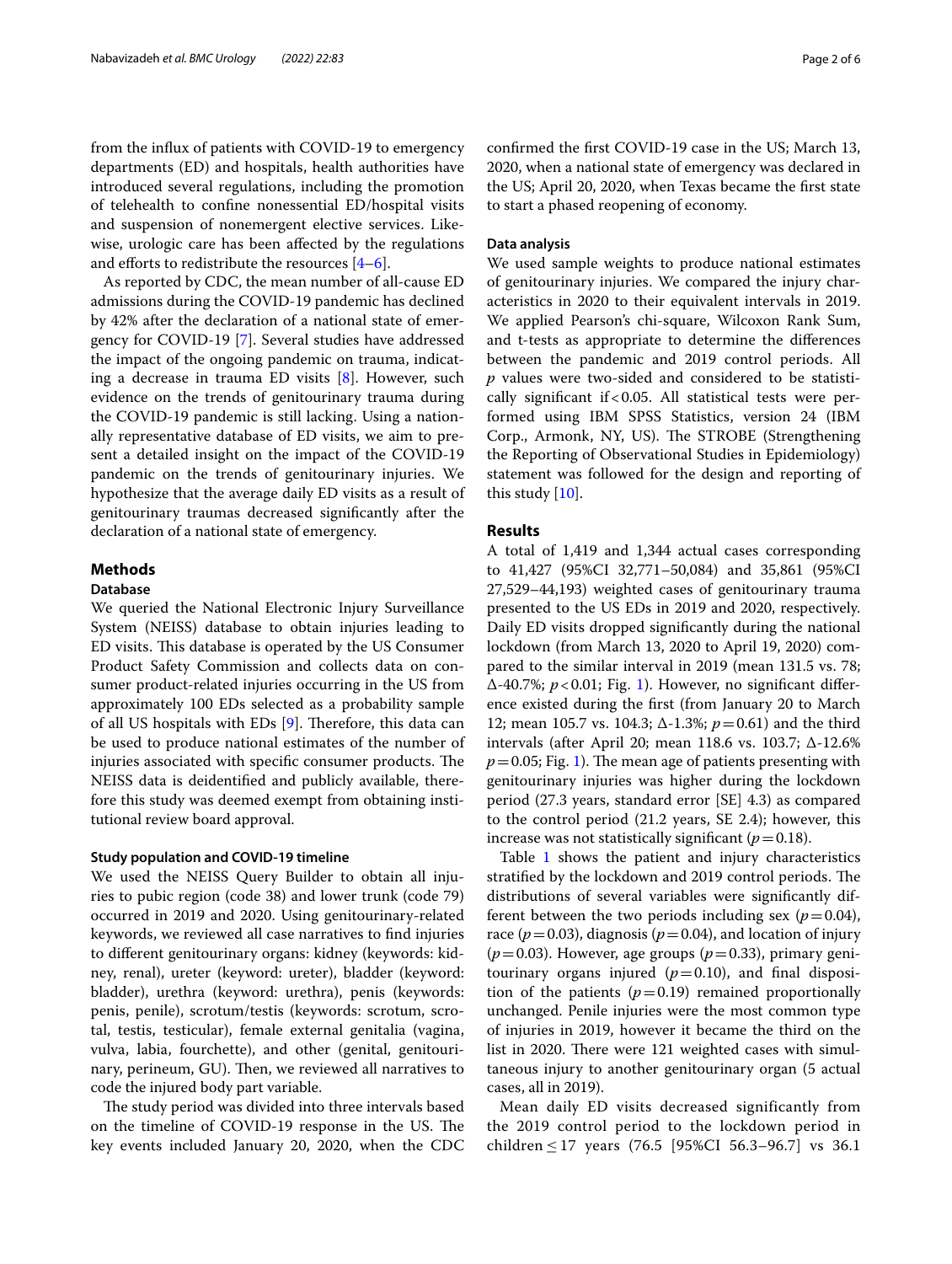from the influx of patients with COVID-19 to emergency departments (ED) and hospitals, health authorities have introduced several regulations, including the promotion of telehealth to confine nonessential ED/hospital visits and suspension of nonemergent elective services. Likewise, urologic care has been affected by the regulations and efforts to redistribute the resources [4–6].

As reported by CDC, the mean number of all-cause ED admissions during the COVID-19 pandemic has declined by 42% after the declaration of a national state of emergency for COVID-19 [7]. Several studies have addressed the impact of the ongoing pandemic on trauma, indicating a decrease in trauma ED visits [8]. However, such evidence on the trends of genitourinary trauma during the COVID-19 pandemic is still lacking. Using a nationally representative database of ED visits, we aim to present a detailed insight on the impact of the COVID-19 pandemic on the trends of genitourinary injuries. We hypothesize that the average daily ED visits as a result of genitourinary traumas decreased significantly after the declaration of a national state of emergency.

## Methods

### Database

We queried the National Electronic Injury Surveillance System (NEISS) database to obtain injuries leading to ED visits. This database is operated by the US Consumer Product Safety Commission and collects data on consumer product-related injuries occurring in the US from approximately 100 EDs selected as a probability sample of all US hospitals with EDs [9]. Therefore, this data can be used to produce national estimates of the number of injuries associated with specific consumer products. The NEISS data is deidentified and publicly available, therefore this study was deemed exempt from obtaining institutional review board approval.

### Study population and COVID-19 timeline

We used the NEISS Query Builder to obtain all injuries to pubic region (code 38) and lower trunk (code 79) occurred in 2019 and 2020. Using genitourinary-related keywords, we reviewed all case narratives to find injuries to different genitourinary organs: kidney (keywords: kidney, renal), ureter (keyword: ureter), bladder (keyword: bladder), urethra (keyword: urethra), penis (keywords: penis, penile), scrotum/testis (keywords: scrotum, scrotal, testis, testicular), female external genitalia (vagina, vulva, labia, fourchette), and other (genital, genitourinary, perineum, GU). Then, we reviewed all narratives to code the injured body part variable.

The study period was divided into three intervals based on the timeline of COVID-19 response in the US. The key events included January 20, 2020, when the CDC confirmed the first COVID-19 case in the US; March 13, 2020, when a national state of emergency was declared in the US; April 20, 2020, when Texas became the first state to start a phased reopening of economy.

### Data analysis

We used sample weights to produce national estimates of genitourinary injuries. We compared the injury characteristics in 2020 to their equivalent intervals in 2019. We applied Pearson's chi-square, Wilcoxon Rank Sum, and t-tests as appropriate to determine the differences between the pandemic and 2019 control periods. All $p$ values were two-sided and considered to be statistically significant if $< 0.05$. All statistical tests were performed using IBM SPSS Statistics, version 24 (IBM Corp., Armonk, NY, US). The STROBE (Strengthening the Reporting of Observational Studies in Epidemiology) statement was followed for the design and reporting of this study [10].

## Results

A total of 1,419 and 1,344 actual cases corresponding to 41,427 (95%CI 32,771–50,084) and 35,861 (95%CI 27,529–44,193) weighted cases of genitourinary trauma presented to the US EDs in 2019 and 2020, respectively. Daily ED visits dropped significantly during the national lockdown (from March 13, 2020 to April 19, 2020) compared to the similar interval in 2019 (mean 131.5 vs. 78; Δ-40.7%; $p < 0.01$; Fig. 1). However, no significant difference existed during the first (from January 20 to March 12; mean 105.7 vs. 104.3; Δ-1.3%; $p = 0.61$) and the third intervals (after April 20; mean 118.6 vs. 103.7; Δ-12.6% $p = 0.05$; Fig. 1). The mean age of patients presenting with genitourinary injuries was higher during the lockdown period (27.3 years, standard error [SE] 4.3) as compared to the control period (21.2 years, SE 2.4); however, this increase was not statistically significant ($p = 0.18$).

Table 1 shows the patient and injury characteristics stratified by the lockdown and 2019 control periods. The distributions of several variables were significantly different between the two periods including sex ($p = 0.04$), race ($p = 0.03$), diagnosis ($p = 0.04$), and location of injury ($p = 0.03$). However, age groups ($p = 0.33$), primary genitourinary organs injured ($p = 0.10$), and final disposition of the patients ($p = 0.19$) remained proportionally unchanged. Penile injuries were the most common type of injuries in 2019, however it became the third on the list in 2020. There were 121 weighted cases with simultaneous injury to another genitourinary organ (5 actual cases, all in 2019).

Mean daily ED visits decreased significantly from the 2019 control period to the lockdown period in children ≤ 17 years (76.5 [95%CI 56.3–96.7] vs 36.1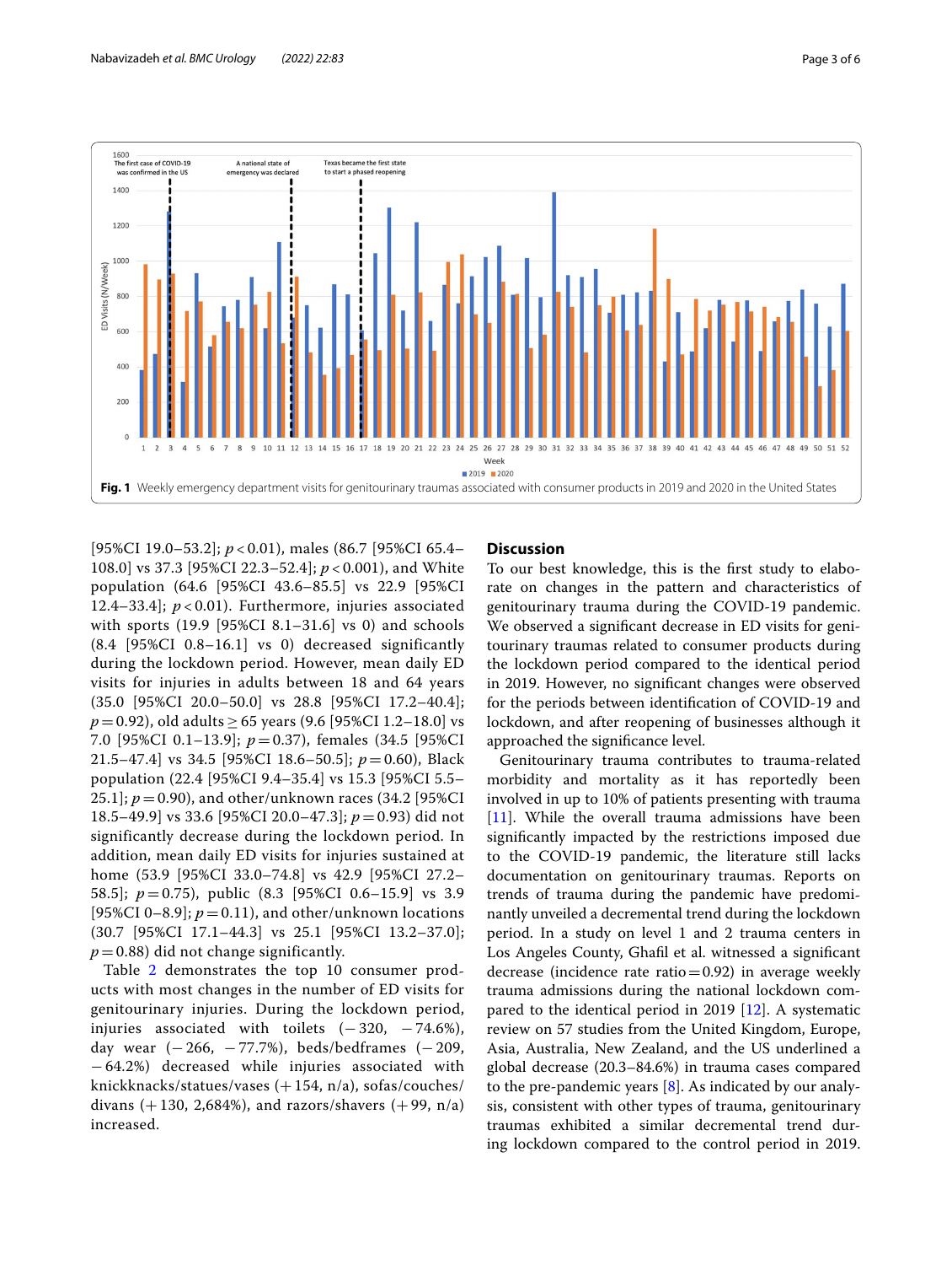**Fig. 1** Weekly emergency department visits for genitourinary traumas associated with consumer products in 2019 and 2020 in the United States

[95%CI 19.0–53.2]; $p < 0.01$), males (86.7 [95%CI 65.4–108.0] vs 37.3 [95%CI 22.3–52.4]; $p < 0.001$), and White population (64.6 [95%CI 43.6–85.5] vs 22.9 [95%CI 12.4–33.4]; $p < 0.01$). Furthermore, injuries associated with sports (19.9 [95%CI 8.1–31.6] vs 0) and schools (8.4 [95%CI 0.8–16.1] vs 0) decreased significantly during the lockdown period. However, mean daily ED visits for injuries in adults between 18 and 64 years (35.0 [95%CI 20.0–50.0] vs 28.8 [95%CI 17.2–40.4]; $p = 0.92$), old adults ≥ 65 years (9.6 [95%CI 1.2–18.0] vs 7.0 [95%CI 0.1–13.9]; $p = 0.37$), females (34.5 [95%CI 21.5–47.4] vs 34.5 [95%CI 18.6–50.5]; $p = 0.60$), Black population (22.4 [95%CI 9.4–35.4] vs 15.3 [95%CI 5.5–25.1]; $p = 0.90$), and other/unknown races (34.2 [95%CI 18.5–49.9] vs 33.6 [95%CI 20.0–47.3]; $p = 0.93$) did not significantly decrease during the lockdown period. In addition, mean daily ED visits for injuries sustained at home (53.9 [95%CI 33.0–74.8] vs 42.9 [95%CI 27.2–58.5]; $p = 0.75$), public (8.3 [95%CI 0.6–15.9] vs 3.9 [95%CI 0–8.9]; $p = 0.11$), and other/unknown locations (30.7 [95%CI 17.1–44.3] vs 25.1 [95%CI 13.2–37.0]; $p = 0.88$) did not change significantly.

Table 2 demonstrates the top 10 consumer products with most changes in the number of ED visits for genitourinary injuries. During the lockdown period, injuries associated with toilets (−320, −74.6%), day wear (−266, −77.7%), beds/bedframes (−209, −64.2%) decreased while injuries associated with knickknacks/statues/vases (+154, n/a), sofas/couches/divans (+130, 2,684%), and razors/shavers (+99, n/a) increased.

## Discussion

To our best knowledge, this is the first study to elaborate on changes in the pattern and characteristics of genitourinary trauma during the COVID-19 pandemic. We observed a significant decrease in ED visits for genitourinary traumas related to consumer products during the lockdown period compared to the identical period in 2019. However, no significant changes were observed for the periods between identification of COVID-19 and lockdown, and after reopening of businesses although it approached the significance level.

Genitourinary trauma contributes to trauma-related morbidity and mortality as it has reportedly been involved in up to 10% of patients presenting with trauma [11]. While the overall trauma admissions have been significantly impacted by the restrictions imposed due to the COVID-19 pandemic, the literature still lacks documentation on genitourinary traumas. Reports on trends of trauma during the pandemic have predominantly unveiled a decremental trend during the lockdown period. In a study on level 1 and 2 trauma centers in Los Angeles County, Ghafil et al. witnessed a significant decrease (incidence rate ratio = 0.92) in average weekly trauma admissions during the national lockdown compared to the identical period in 2019 [12]. A systematic review on 57 studies from the United Kingdom, Europe, Asia, Australia, New Zealand, and the US underlined a global decrease (20.3–84.6%) in trauma cases compared to the pre-pandemic years [8]. As indicated by our analysis, consistent with other types of trauma, genitourinary traumas exhibited a similar decremental trend during lockdown compared to the control period in 2019.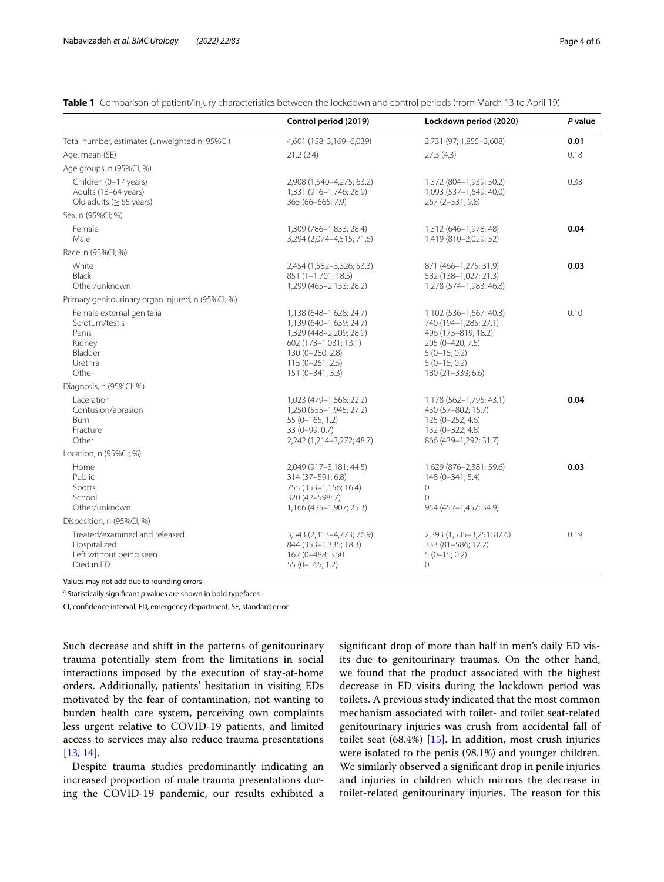**Table 1** Comparison of patient/injury characteristics between the lockdown and control periods (from March 13 to April 19)

| | Control period (2019) | Lockdown period (2020) | *P* value |
|---|---|---|---|
| Total number, estimates (unweighted n; 95%CI) | 4,601 (158; 3,169–6,039) | 2,731 (97; 1,855–3,608) | **0.01** |
| Age, mean (SE) | 21.2 (2.4) | 27.3 (4.3) | 0.18 |
| Age groups, n (95%CI, %) | | | |
| Children (0–17 years) | 2,908 (1,540–4,275; 63.2) | 1,372 (804–1,939; 50.2) | 0.33 |
| Adults (18–64 years) | 1,331 (916–1,746; 28.9) | 1,093 (537–1,649; 40.0) | |
| Old adults (≥ 65 years) | 365 (66–665; 7.9) | 267 (2–531; 9.8) | |
| Sex, n (95%CI; %) | | | |
| Female | 1,309 (786–1,833; 28.4) | 1,312 (646–1,978; 48) | **0.04** |
| Male | 3,294 (2,074–4,515; 71.6) | 1,419 (810–2,029; 52) | |
| Race, n (95%CI; %) | | | |
| White | 2,454 (1,582–3,326; 53.3) | 871 (466–1,275; 31.9) | **0.03** |
| Black | 851 (1–1,701; 18.5) | 582 (138–1,027; 21.3) | |
| Other/unknown | 1,299 (465–2,133; 28.2) | 1,278 (574–1,983; 46.8) | |
| Primary genitourinary organ injured, n (95%CI; %) | | | |
| Female external genitalia | 1,138 (648–1,628; 24.7) | 1,102 (536–1,667; 40.3) | 0.10 |
| Scrotum/testis | 1,139 (640–1,639; 24.7) | 740 (194–1,285; 27.1) | |
| Penis | 1,329 (448–2,209; 28.9) | 496 (173–819; 18.2) | |
| Kidney | 602 (173–1,031; 13.1) | 205 (0–420; 7.5) | |
| Bladder | 130 (0–280; 2.8) | 5 (0–15; 0.2) | |
| Urethra | 115 (0–261; 2.5) | 5 (0–15; 0.2) | |
| Other | 151 (0–341; 3.3) | 180 (21–339; 6.6) | |
| Diagnosis, n (95%CI; %) | | | |
| Laceration | 1,023 (479–1,568; 22.2) | 1,178 (562–1,795; 43.1) | **0.04** |
| Contusion/abrasion | 1,250 (555–1,945; 27.2) | 430 (57–802; 15.7) | |
| Burn | 55 (0–165; 1.2) | 125 (0–252; 4.6) | |
| Fracture | 33 (0–99; 0.7) | 132 (0–322; 4.8) | |
| Other | 2,242 (1,214–3,272; 48.7) | 866 (439–1,292; 31.7) | |
| Location, n (95%CI; %) | | | |
| Home | 2,049 (917–3,181; 44.5) | 1,629 (876–2,381; 59.6) | **0.03** |
| Public | 314 (37–591; 6.8) | 148 (0–341; 5.4) | |
| Sports | 755 (353–1,156; 16.4) | 0 | |
| School | 320 (42–598; 7) | 0 | |
| Other/unknown | 1,166 (425–1,907; 25.3) | 954 (452–1,457; 34.9) | |
| Disposition, n (95%CI; %) | | | |
| Treated/examined and released | 3,543 (2,313–4,773; 76.9) | 2,393 (1,535–3,251; 87.6) | 0.19 |
| Hospitalized | 844 (353–1,335; 18.3) | 333 (81–586; 12.2) | |
| Left without being seen | 162 (0–488; 3.50 | 5 (0–15; 0.2) | |
| Died in ED | 55 (0–165; 1.2) | 0 | |

Values may not add due to rounding errors

[a] Statistically significant *p* values are shown in bold typefaces

CI, confidence interval; ED, emergency department; SE, standard error

Such decrease and shift in the patterns of genitourinary trauma potentially stem from the limitations in social interactions imposed by the execution of stay-at-home orders. Additionally, patients' hesitation in visiting EDs motivated by the fear of contamination, not wanting to burden health care system, perceiving own complaints less urgent relative to COVID-19 patients, and limited access to services may also reduce trauma presentations [13, 14].

Despite trauma studies predominantly indicating an increased proportion of male trauma presentations during the COVID-19 pandemic, our results exhibited a significant drop of more than half in men's daily ED visits due to genitourinary traumas. On the other hand, we found that the product associated with the highest decrease in ED visits during the lockdown period was toilets. A previous study indicated that the most common mechanism associated with toilet- and toilet seat-related genitourinary injuries was crush from accidental fall of toilet seat (68.4%) [15]. In addition, most crush injuries were isolated to the penis (98.1%) and younger children. We similarly observed a significant drop in penile injuries and injuries in children which mirrors the decrease in toilet-related genitourinary injuries. The reason for this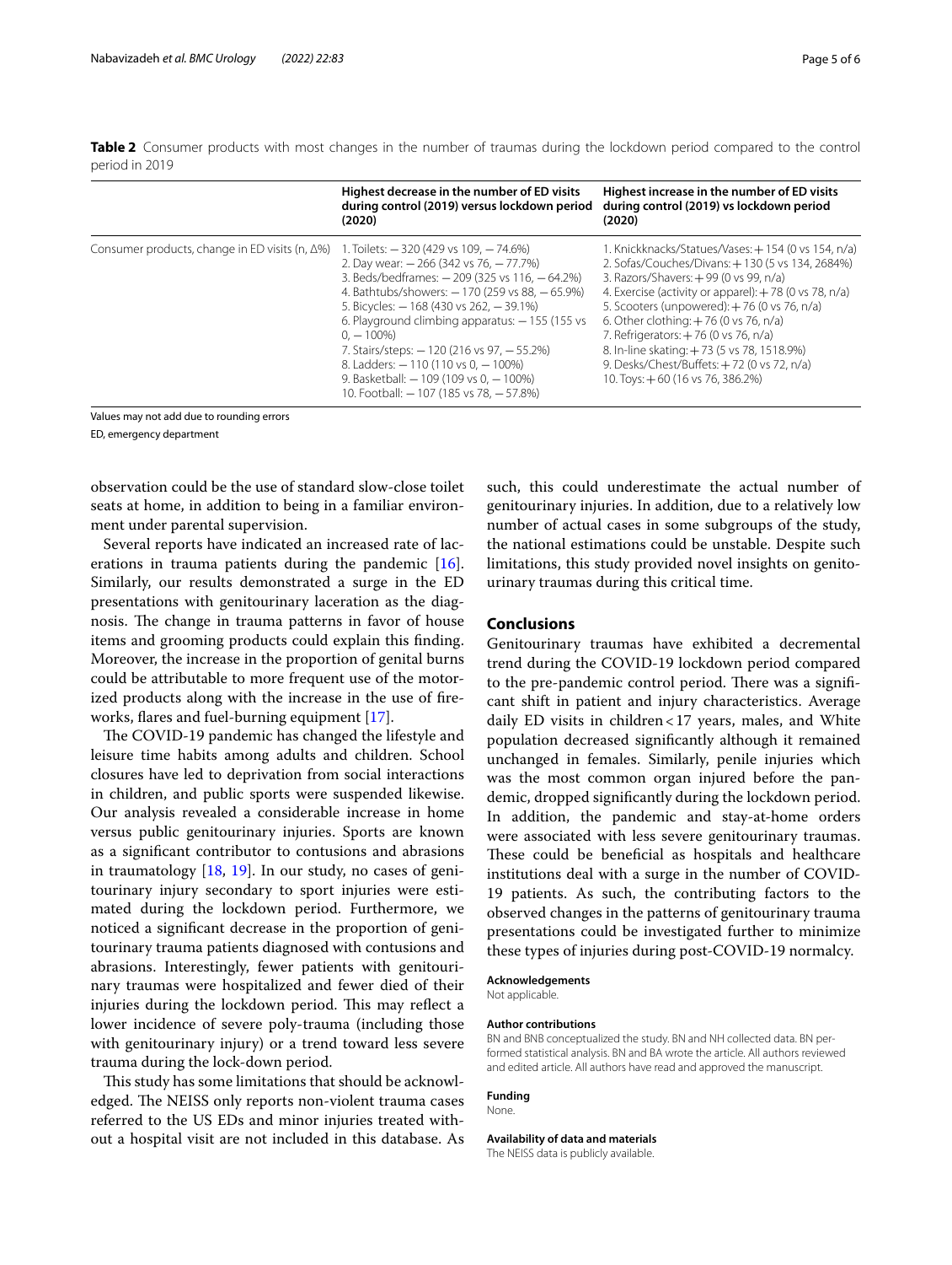**Table 2** Consumer products with most changes in the number of traumas during the lockdown period compared to the control period in 2019

| | Highest decrease in the number of ED visits during control (2019) versus lockdown period (2020) | Highest increase in the number of ED visits during control (2019) vs lockdown period (2020) |
|---|---|---|
| Consumer products, change in ED visits (n, Δ%) | 1. Toilets: − 320 (429 vs 109, − 74.6%)<br>2. Day wear: − 266 (342 vs 76, − 77.7%)<br>3. Beds/bedframes: − 209 (325 vs 116, − 64.2%)<br>4. Bathtubs/showers: − 170 (259 vs 88, − 65.9%)<br>5. Bicycles: − 168 (430 vs 262, − 39.1%)<br>6. Playground climbing apparatus: − 155 (155 vs 0, − 100%)<br>7. Stairs/steps: − 120 (216 vs 97, − 55.2%)<br>8. Ladders: − 110 (110 vs 0, − 100%)<br>9. Basketball: − 109 (109 vs 0, − 100%)<br>10. Football: − 107 (185 vs 78, − 57.8%) | 1. Knickknacks/Statues/Vases: + 154 (0 vs 154, n/a)<br>2. Sofas/Couches/Divans: + 130 (5 vs 134, 2684%)<br>3. Razors/Shavers: + 99 (0 vs 99, n/a)<br>4. Exercise (activity or apparel): + 78 (0 vs 78, n/a)<br>5. Scooters (unpowered): + 76 (0 vs 76, n/a)<br>6. Other clothing: + 76 (0 vs 76, n/a)<br>7. Refrigerators: + 76 (0 vs 76, n/a)<br>8. In-line skating: + 73 (5 vs 78, 1518.9%)<br>9. Desks/Chest/Buffets: + 72 (0 vs 72, n/a)<br>10. Toys: + 60 (16 vs 76, 386.2%) |

Values may not add due to rounding errors

ED, emergency department

observation could be the use of standard slow-close toilet seats at home, in addition to being in a familiar environment under parental supervision.

Several reports have indicated an increased rate of lacerations in trauma patients during the pandemic [16]. Similarly, our results demonstrated a surge in the ED presentations with genitourinary laceration as the diagnosis. The change in trauma patterns in favor of house items and grooming products could explain this finding. Moreover, the increase in the proportion of genital burns could be attributable to more frequent use of the motorized products along with the increase in the use of fireworks, flares and fuel-burning equipment [17].

The COVID-19 pandemic has changed the lifestyle and leisure time habits among adults and children. School closures have led to deprivation from social interactions in children, and public sports were suspended likewise. Our analysis revealed a considerable increase in home versus public genitourinary injuries. Sports are known as a significant contributor to contusions and abrasions in traumatology [18, 19]. In our study, no cases of genitourinary injury secondary to sport injuries were estimated during the lockdown period. Furthermore, we noticed a significant decrease in the proportion of genitourinary trauma patients diagnosed with contusions and abrasions. Interestingly, fewer patients with genitourinary traumas were hospitalized and fewer died of their injuries during the lockdown period. This may reflect a lower incidence of severe poly-trauma (including those with genitourinary injury) or a trend toward less severe trauma during the lock-down period.

This study has some limitations that should be acknowledged. The NEISS only reports non-violent trauma cases referred to the US EDs and minor injuries treated without a hospital visit are not included in this database. As such, this could underestimate the actual number of genitourinary injuries. In addition, due to a relatively low number of actual cases in some subgroups of the study, the national estimations could be unstable. Despite such limitations, this study provided novel insights on genitourinary traumas during this critical time.

## Conclusions

Genitourinary traumas have exhibited a decremental trend during the COVID-19 lockdown period compared to the pre-pandemic control period. There was a significant shift in patient and injury characteristics. Average daily ED visits in children < 17 years, males, and White population decreased significantly although it remained unchanged in females. Similarly, penile injuries which was the most common organ injured before the pandemic, dropped significantly during the lockdown period. In addition, the pandemic and stay-at-home orders were associated with less severe genitourinary traumas. These could be beneficial as hospitals and healthcare institutions deal with a surge in the number of COVID-19 patients. As such, the contributing factors to the observed changes in the patterns of genitourinary trauma presentations could be investigated further to minimize these types of injuries during post-COVID-19 normalcy.

**Acknowledgements**

Not applicable.

**Author contributions**

BN and BNB conceptualized the study. BN and NH collected data. BN performed statistical analysis. BN and BA wrote the article. All authors reviewed and edited article. All authors have read and approved the manuscript.

**Funding**

None.

**Availability of data and materials**

The NEISS data is publicly available.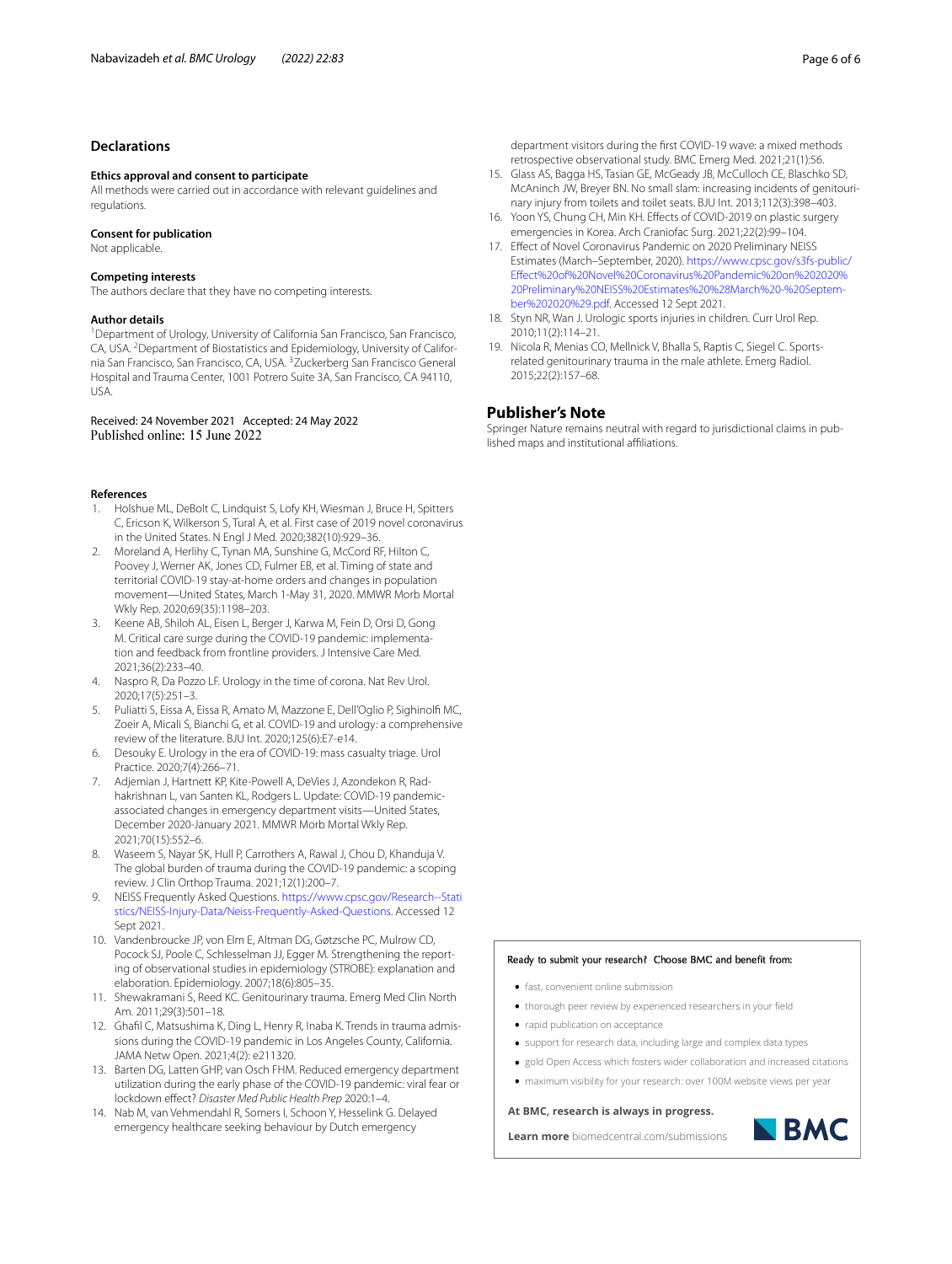## Declarations

### Ethics approval and consent to participate
All methods were carried out in accordance with relevant guidelines and regulations.

### Consent for publication
Not applicable.

### Competing interests
The authors declare that they have no competing interests.

### Author details
[1]Department of Urology, University of California San Francisco, San Francisco, CA, USA. [2]Department of Biostatistics and Epidemiology, University of California San Francisco, San Francisco, CA, USA. [3]Zuckerberg San Francisco General Hospital and Trauma Center, 1001 Potrero Suite 3A, San Francisco, CA 94110, USA.

Received: 24 November 2021 Accepted: 24 May 2022
Published online: 15 June 2022

### References
1. Holshue ML, DeBolt C, Lindquist S, Lofy KH, Wiesman J, Bruce H, Spitters C, Ericson K, Wilkerson S, Tural A, et al. First case of 2019 novel coronavirus in the United States. N Engl J Med. 2020;382(10):929–36.
2. Moreland A, Herlihy C, Tynan MA, Sunshine G, McCord RF, Hilton C, Poovey J, Werner AK, Jones CD, Fulmer EB, et al. Timing of state and territorial COVID-19 stay-at-home orders and changes in population movement—United States, March 1-May 31, 2020. MMWR Morb Mortal Wkly Rep. 2020;69(35):1198–203.
3. Keene AB, Shiloh AL, Eisen L, Berger J, Karwa M, Fein D, Orsi D, Gong M. Critical care surge during the COVID-19 pandemic: implementation and feedback from frontline providers. J Intensive Care Med. 2021;36(2):233–40.
4. Naspro R, Da Pozzo LF. Urology in the time of corona. Nat Rev Urol. 2020;17(5):251–3.
5. Puliatti S, Eissa A, Eissa R, Amato M, Mazzone E, Dell'Oglio P, Sighinolfi MC, Zoeir A, Micali S, Bianchi G, et al. COVID-19 and urology: a comprehensive review of the literature. BJU Int. 2020;125(6):E7-e14.
6. Desouky E. Urology in the era of COVID-19: mass casualty triage. Urol Practice. 2020;7(4):266–71.
7. Adjemian J, Hartnett KP, Kite-Powell A, DeVies J, Azondekon R, Radhakrishnan L, van Santen KL, Rodgers L. Update: COVID-19 pandemic-associated changes in emergency department visits—United States, December 2020-January 2021. MMWR Morb Mortal Wkly Rep. 2021;70(15):552–6.
8. Waseem S, Nayar SK, Hull P, Carrothers A, Rawal J, Chou D, Khanduja V. The global burden of trauma during the COVID-19 pandemic: a scoping review. J Clin Orthop Trauma. 2021;12(1):200–7.
9. NEISS Frequently Asked Questions. https://www.cpsc.gov/Research--Statistics/NEISS-Injury-Data/Neiss-Frequently-Asked-Questions. Accessed 12 Sept 2021.
10. Vandenbroucke JP, von Elm E, Altman DG, Gøtzsche PC, Mulrow CD, Pocock SJ, Poole C, Schlesselman JJ, Egger M. Strengthening the reporting of observational studies in epidemiology (STROBE): explanation and elaboration. Epidemiology. 2007;18(6):805–35.
11. Shewakramani S, Reed KC. Genitourinary trauma. Emerg Med Clin North Am. 2011;29(3):501–18.
12. Ghafil C, Matsushima K, Ding L, Henry R, Inaba K. Trends in trauma admissions during the COVID-19 pandemic in Los Angeles County, California. JAMA Netw Open. 2021;4(2): e211320.
13. Barten DG, Latten GHP, van Osch FHM. Reduced emergency department utilization during the early phase of the COVID-19 pandemic: viral fear or lockdown effect? *Disaster Med Public Health Prep* 2020:1–4.
14. Nab M, van Vehmendahl R, Somers I, Schoon Y, Hesselink G. Delayed emergency healthcare seeking behaviour by Dutch emergency department visitors during the first COVID-19 wave: a mixed methods retrospective observational study. BMC Emerg Med. 2021;21(1):56.
15. Glass AS, Bagga HS, Tasian GE, McGeady JB, McCulloch CE, Blaschko SD, McAninch JW, Breyer BN. No small slam: increasing incidents of genitourinary injury from toilets and toilet seats. BJU Int. 2013;112(3):398–403.
16. Yoon YS, Chung CH, Min KH. Effects of COVID-2019 on plastic surgery emergencies in Korea. Arch Craniofac Surg. 2021;22(2):99–104.
17. Effect of Novel Coronavirus Pandemic on 2020 Preliminary NEISS Estimates (March–September, 2020). https://www.cpsc.gov/s3fs-public/Effect%20of%20Novel%20Coronavirus%20Pandemic%20on%202020%20Preliminary%20NEISS%20Estimates%20%28March%20-%20September%202020%29.pdf. Accessed 12 Sept 2021.
18. Styn NR, Wan J. Urologic sports injuries in children. Curr Urol Rep. 2010;11(2):114–21.
19. Nicola R, Menias CO, Mellnick V, Bhalla S, Raptis C, Siegel C. Sports-related genitourinary trauma in the male athlete. Emerg Radiol. 2015;22(2):157–68.

## Publisher's Note
Springer Nature remains neutral with regard to jurisdictional claims in published maps and institutional affiliations.

Ready to submit your research? Choose BMC and benefit from:

- fast, convenient online submission
- thorough peer review by experienced researchers in your field
- rapid publication on acceptance
- support for research data, including large and complex data types
- gold Open Access which fosters wider collaboration and increased citations
- maximum visibility for your research: over 100M website views per year

**At BMC, research is always in progress.**

**Learn more** biomedcentral.com/submissions

BMC